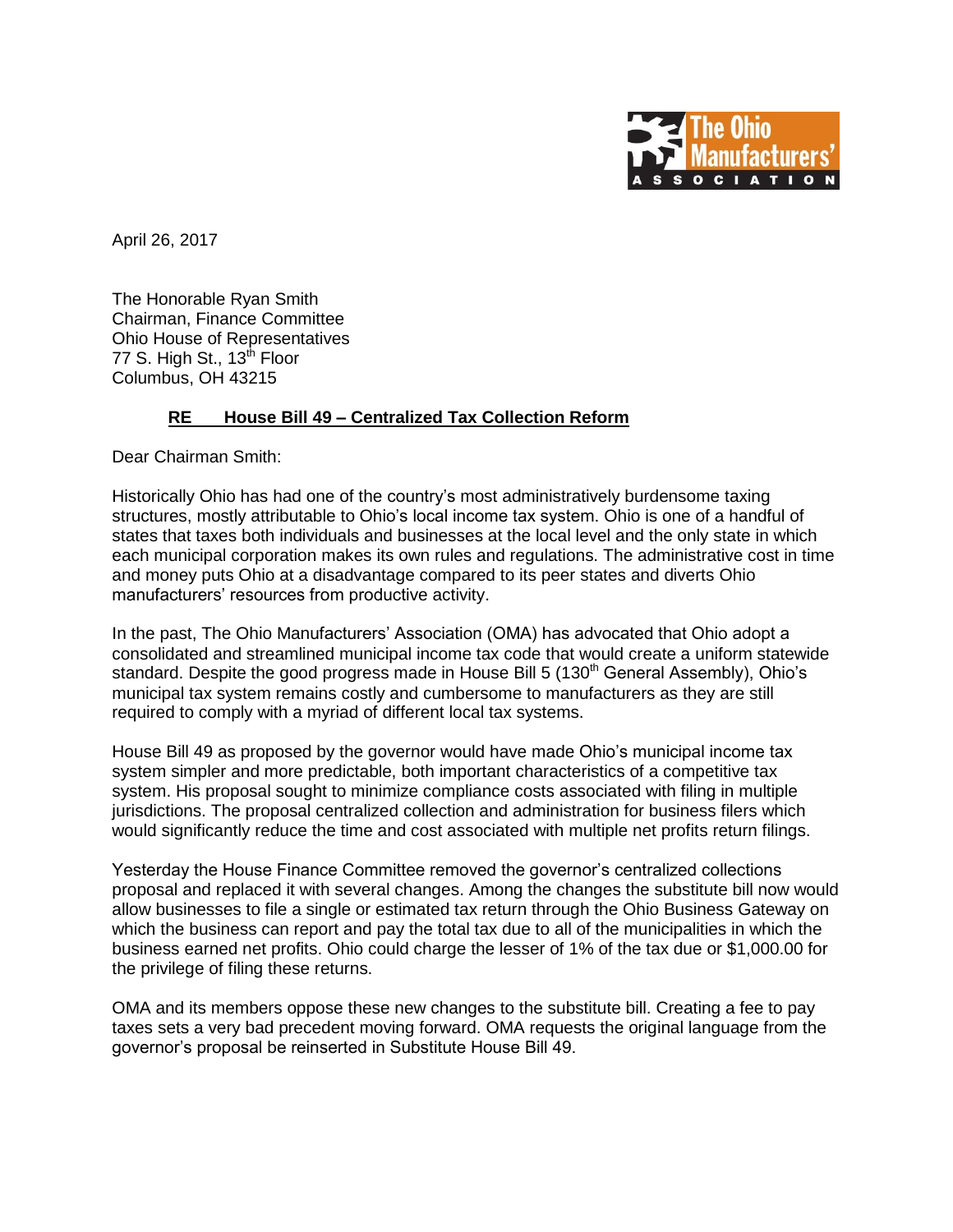The Ohio Manufacturers' Association

April 26, 2017

The Honorable Ryan Smith
Chairman, Finance Committee
Ohio House of Representatives
77 S. High St., 13th Floor
Columbus, OH 43215

**RE House Bill 49 – Centralized Tax Collection Reform**

Dear Chairman Smith:

Historically Ohio has had one of the country's most administratively burdensome taxing structures, mostly attributable to Ohio's local income tax system. Ohio is one of a handful of states that taxes both individuals and businesses at the local level and the only state in which each municipal corporation makes its own rules and regulations. The administrative cost in time and money puts Ohio at a disadvantage compared to its peer states and diverts Ohio manufacturers' resources from productive activity.

In the past, The Ohio Manufacturers' Association (OMA) has advocated that Ohio adopt a consolidated and streamlined municipal income tax code that would create a uniform statewide standard. Despite the good progress made in House Bill 5 (130th General Assembly), Ohio's municipal tax system remains costly and cumbersome to manufacturers as they are still required to comply with a myriad of different local tax systems.

House Bill 49 as proposed by the governor would have made Ohio's municipal income tax system simpler and more predictable, both important characteristics of a competitive tax system. His proposal sought to minimize compliance costs associated with filing in multiple jurisdictions. The proposal centralized collection and administration for business filers which would significantly reduce the time and cost associated with multiple net profits return filings.

Yesterday the House Finance Committee removed the governor's centralized collections proposal and replaced it with several changes. Among the changes the substitute bill now would allow businesses to file a single or estimated tax return through the Ohio Business Gateway on which the business can report and pay the total tax due to all of the municipalities in which the business earned net profits. Ohio could charge the lesser of 1% of the tax due or $1,000.00 for the privilege of filing these returns.

OMA and its members oppose these new changes to the substitute bill. Creating a fee to pay taxes sets a very bad precedent moving forward. OMA requests the original language from the governor's proposal be reinserted in Substitute House Bill 49.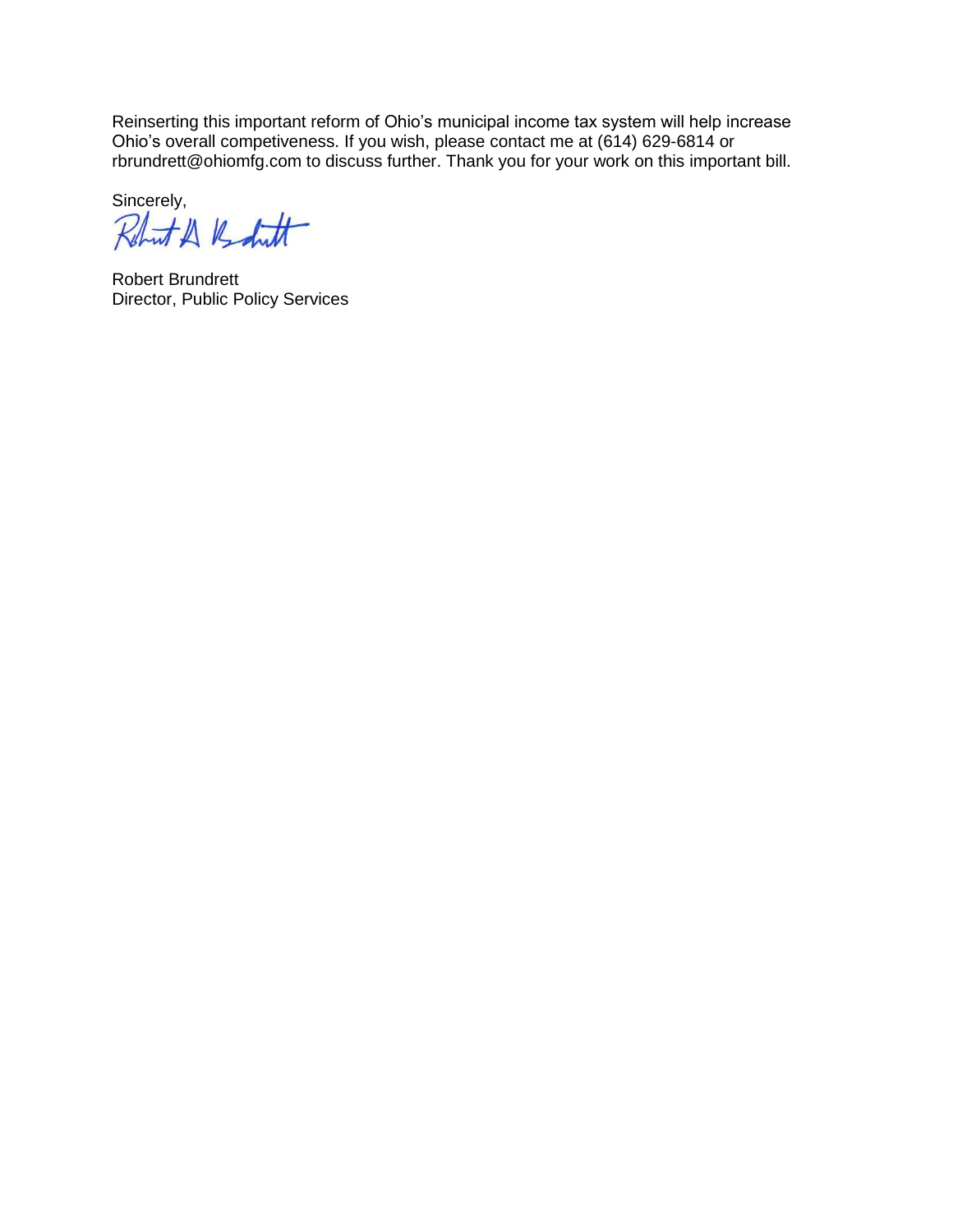Reinserting this important reform of Ohio's municipal income tax system will help increase Ohio's overall competiveness. If you wish, please contact me at (614) 629-6814 or rbrundrett@ohiomfg.com to discuss further. Thank you for your work on this important bill.

Sincerely,

Robert Brundrett
Director, Public Policy Services